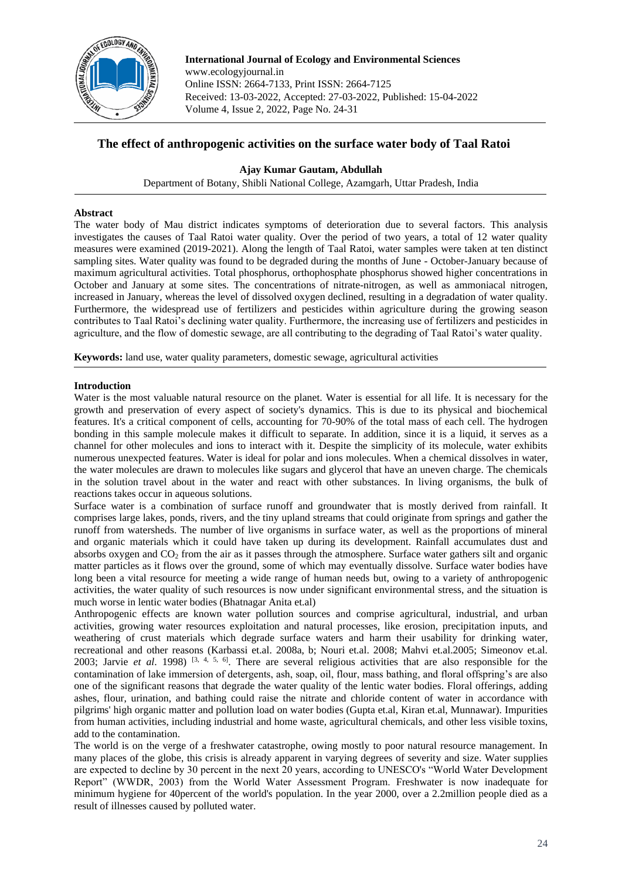**International Journal of Ecology and Environmental Sciences**
www.ecologyjournal.in
Online ISSN: 2664-7133, Print ISSN: 2664-7125
Received: 13-03-2022, Accepted: 27-03-2022, Published: 15-04-2022
Volume 4, Issue 2, 2022, Page No. 24-31

# The effect of anthropogenic activities on the surface water body of Taal Ratoi

**Ajay Kumar Gautam, Abdullah**

Department of Botany, Shibli National College, Azamgarh, Uttar Pradesh, India

## Abstract

The water body of Mau district indicates symptoms of deterioration due to several factors. This analysis investigates the causes of Taal Ratoi water quality. Over the period of two years, a total of 12 water quality measures were examined (2019-2021). Along the length of Taal Ratoi, water samples were taken at ten distinct sampling sites. Water quality was found to be degraded during the months of June - October-January because of maximum agricultural activities. Total phosphorus, orthophosphate phosphorus showed higher concentrations in October and January at some sites. The concentrations of nitrate-nitrogen, as well as ammoniacal nitrogen, increased in January, whereas the level of dissolved oxygen declined, resulting in a degradation of water quality. Furthermore, the widespread use of fertilizers and pesticides within agriculture during the growing season contributes to Taal Ratoi's declining water quality. Furthermore, the increasing use of fertilizers and pesticides in agriculture, and the flow of domestic sewage, are all contributing to the degrading of Taal Ratoi's water quality.

**Keywords:** land use, water quality parameters, domestic sewage, agricultural activities

## Introduction

Water is the most valuable natural resource on the planet. Water is essential for all life. It is necessary for the growth and preservation of every aspect of society's dynamics. This is due to its physical and biochemical features. It's a critical component of cells, accounting for 70-90% of the total mass of each cell. The hydrogen bonding in this sample molecule makes it difficult to separate. In addition, since it is a liquid, it serves as a channel for other molecules and ions to interact with it. Despite the simplicity of its molecule, water exhibits numerous unexpected features. Water is ideal for polar and ions molecules. When a chemical dissolves in water, the water molecules are drawn to molecules like sugars and glycerol that have an uneven charge. The chemicals in the solution travel about in the water and react with other substances. In living organisms, the bulk of reactions takes occur in aqueous solutions.

Surface water is a combination of surface runoff and groundwater that is mostly derived from rainfall. It comprises large lakes, ponds, rivers, and the tiny upland streams that could originate from springs and gather the runoff from watersheds. The number of live organisms in surface water, as well as the proportions of mineral and organic materials which it could have taken up during its development. Rainfall accumulates dust and absorbs oxygen and $CO_2$ from the air as it passes through the atmosphere. Surface water gathers silt and organic matter particles as it flows over the ground, some of which may eventually dissolve. Surface water bodies have long been a vital resource for meeting a wide range of human needs but, owing to a variety of anthropogenic activities, the water quality of such resources is now under significant environmental stress, and the situation is much worse in lentic water bodies (Bhatnagar Anita et.al)

Anthropogenic effects are known water pollution sources and comprise agricultural, industrial, and urban activities, growing water resources exploitation and natural processes, like erosion, precipitation inputs, and weathering of crust materials which degrade surface waters and harm their usability for drinking water, recreational and other reasons (Karbassi et.al. 2008a, b; Nouri et.al. 2008; Mahvi et.al.2005; Simeonov et.al. 2003; Jarvie *et al*. 1998) [3, 4, 5, 6]. There are several religious activities that are also responsible for the contamination of lake immersion of detergents, ash, soap, oil, flour, mass bathing, and floral offspring's are also one of the significant reasons that degrade the water quality of the lentic water bodies. Floral offerings, adding ashes, flour, urination, and bathing could raise the nitrate and chloride content of water in accordance with pilgrims' high organic matter and pollution load on water bodies (Gupta et.al, Kiran et.al, Munnawar). Impurities from human activities, including industrial and home waste, agricultural chemicals, and other less visible toxins, add to the contamination.

The world is on the verge of a freshwater catastrophe, owing mostly to poor natural resource management. In many places of the globe, this crisis is already apparent in varying degrees of severity and size. Water supplies are expected to decline by 30 percent in the next 20 years, according to UNESCO's "World Water Development Report" (WWDR, 2003) from the World Water Assessment Program. Freshwater is now inadequate for minimum hygiene for 40percent of the world's population. In the year 2000, over a 2.2million people died as a result of illnesses caused by polluted water.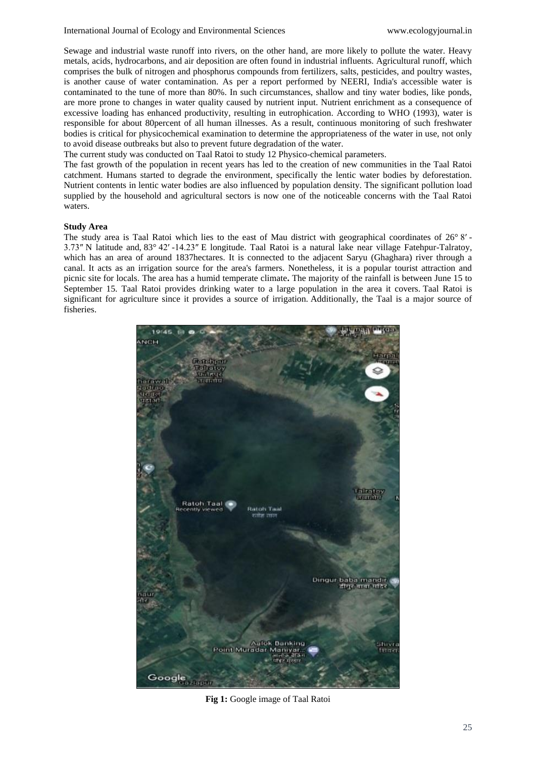Sewage and industrial waste runoff into rivers, on the other hand, are more likely to pollute the water. Heavy metals, acids, hydrocarbons, and air deposition are often found in industrial influents. Agricultural runoff, which comprises the bulk of nitrogen and phosphorus compounds from fertilizers, salts, pesticides, and poultry wastes, is another cause of water contamination. As per a report performed by NEERI, India's accessible water is contaminated to the tune of more than 80%. In such circumstances, shallow and tiny water bodies, like ponds, are more prone to changes in water quality caused by nutrient input. Nutrient enrichment as a consequence of excessive loading has enhanced productivity, resulting in eutrophication. According to WHO (1993), water is responsible for about 80percent of all human illnesses. As a result, continuous monitoring of such freshwater bodies is critical for physicochemical examination to determine the appropriateness of the water in use, not only to avoid disease outbreaks but also to prevent future degradation of the water.

The current study was conducted on Taal Ratoi to study 12 Physico-chemical parameters.

The fast growth of the population in recent years has led to the creation of new communities in the Taal Ratoi catchment. Humans started to degrade the environment, specifically the lentic water bodies by deforestation. Nutrient contents in lentic water bodies are also influenced by population density. The significant pollution load supplied by the household and agricultural sectors is now one of the noticeable concerns with the Taal Ratoi waters.

**Study Area**

The study area is Taal Ratoi which lies to the east of Mau district with geographical coordinates of 26° 8′ - 3.73″ N latitude and, 83° 42′ -14.23″ E longitude. Taal Ratoi is a natural lake near village Fatehpur-Talratoy, which has an area of around 1837hectares. It is connected to the adjacent Saryu (Ghaghara) river through a canal. It acts as an irrigation source for the area's farmers. Nonetheless, it is a popular tourist attraction and picnic site for locals. The area has a humid temperate climate**.** The majority of the rainfall is between June 15 to September 15. Taal Ratoi provides drinking water to a large population in the area it covers. Taal Ratoi is significant for agriculture since it provides a source of irrigation. Additionally, the Taal is a major source of fisheries.

**Fig 1:** Google image of Taal Ratoi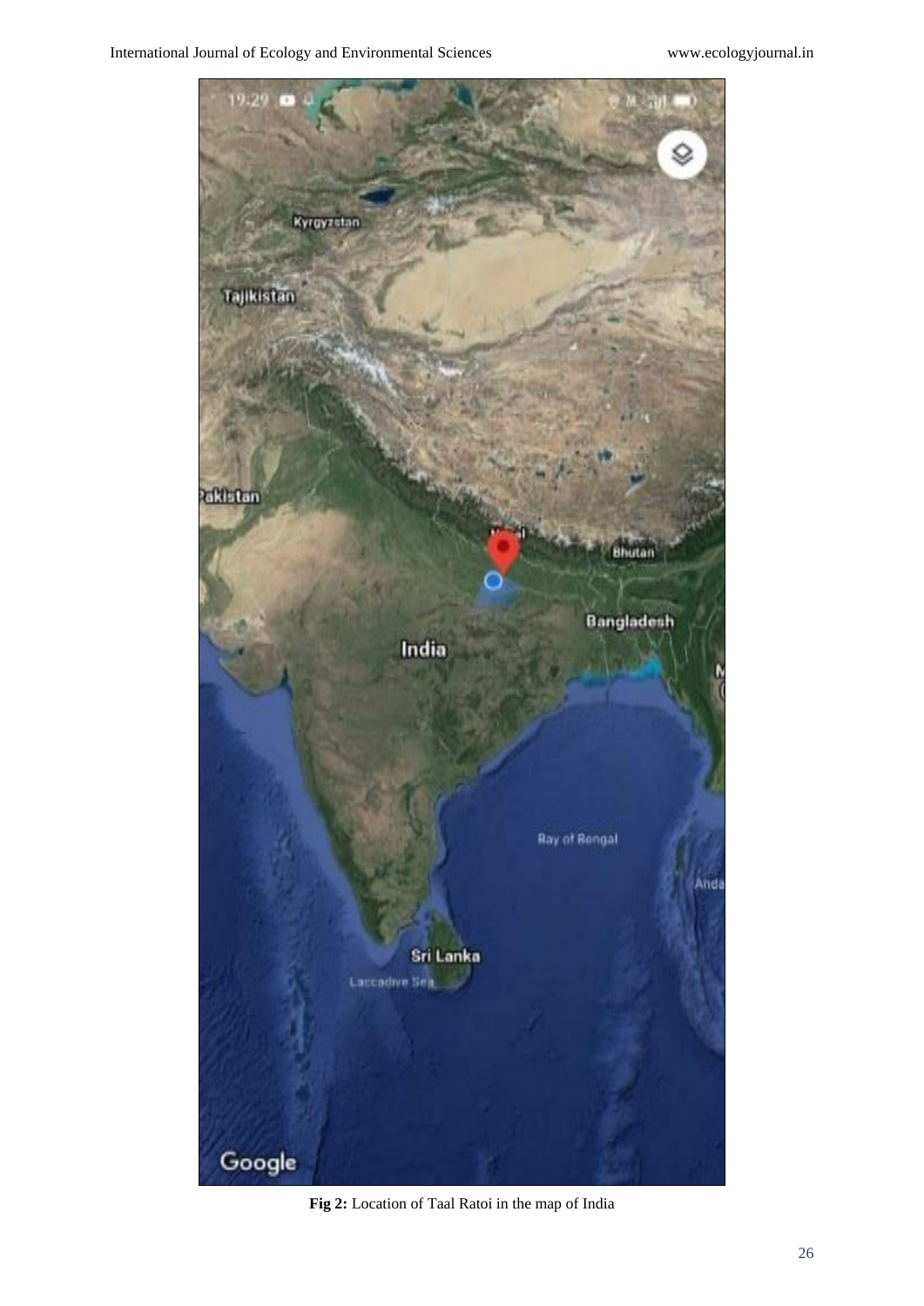**Fig 2:** Location of Taal Ratoi in the map of India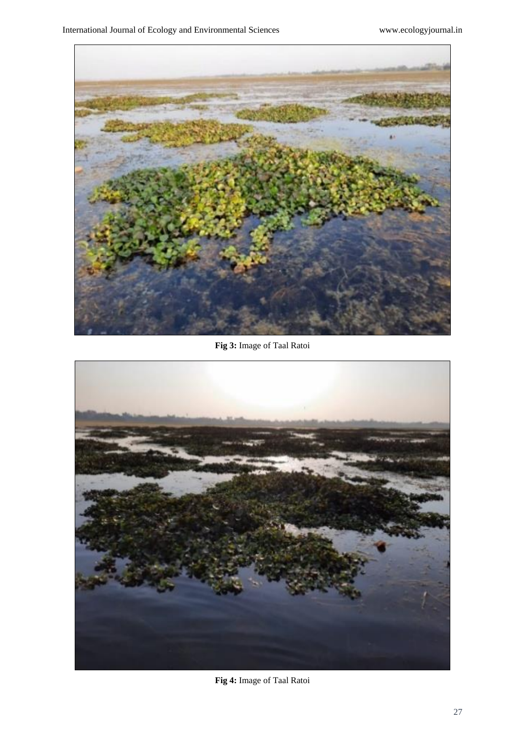Fig 3: Image of Taal Ratoi

Fig 4: Image of Taal Ratoi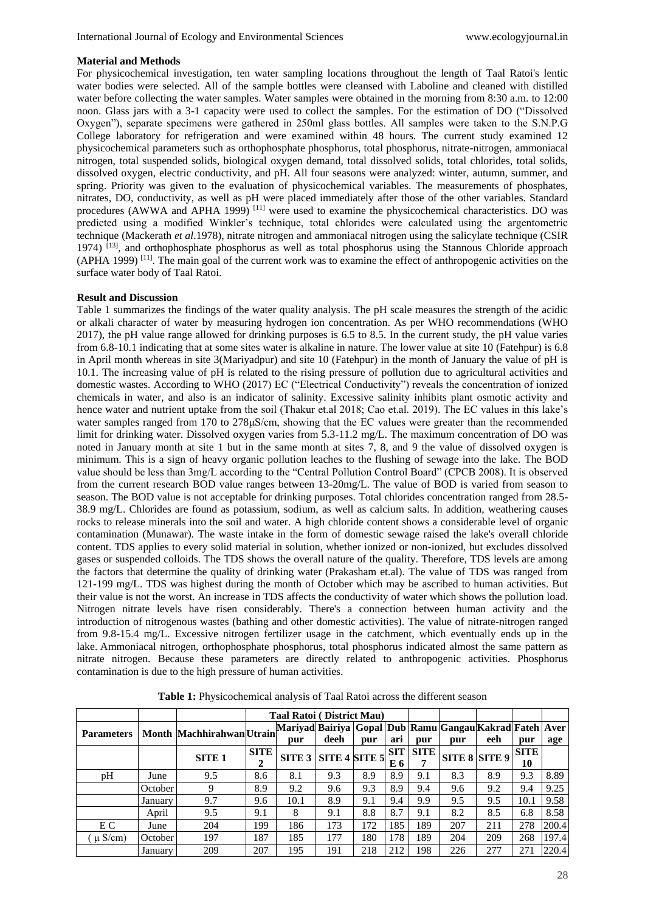### Material and Methods

For physicochemical investigation, ten water sampling locations throughout the length of Taal Ratoi's lentic water bodies were selected. All of the sample bottles were cleansed with Laboline and cleaned with distilled water before collecting the water samples. Water samples were obtained in the morning from 8:30 a.m. to 12:00 noon. Glass jars with a 3-1 capacity were used to collect the samples. For the estimation of DO ("Dissolved Oxygen"), separate specimens were gathered in 250ml glass bottles. All samples were taken to the S.N.P.G College laboratory for refrigeration and were examined within 48 hours. The current study examined 12 physicochemical parameters such as orthophosphate phosphorus, total phosphorus, nitrate-nitrogen, ammoniacal nitrogen, total suspended solids, biological oxygen demand, total dissolved solids, total chlorides, total solids, dissolved oxygen, electric conductivity, and pH. All four seasons were analyzed: winter, autumn, summer, and spring. Priority was given to the evaluation of physicochemical variables. The measurements of phosphates, nitrates, DO, conductivity, as well as pH were placed immediately after those of the other variables. Standard procedures (AWWA and APHA 1999) [11] were used to examine the physicochemical characteristics. DO was predicted using a modified Winkler's technique, total chlorides were calculated using the argentometric technique (Mackerath *et al*.1978), nitrate nitrogen and ammoniacal nitrogen using the salicylate technique (CSIR 1974) [13], and orthophosphate phosphorus as well as total phosphorus using the Stannous Chloride approach (APHA 1999) [11]. The main goal of the current work was to examine the effect of anthropogenic activities on the surface water body of Taal Ratoi.

### Result and Discussion

Table 1 summarizes the findings of the water quality analysis. The pH scale measures the strength of the acidic or alkali character of water by measuring hydrogen ion concentration. As per WHO recommendations (WHO 2017), the pH value range allowed for drinking purposes is 6.5 to 8.5. In the current study, the pH value varies from 6.8-10.1 indicating that at some sites water is alkaline in nature. The lower value at site 10 (Fatehpur) is 6.8 in April month whereas in site 3(Mariyadpur) and site 10 (Fatehpur) in the month of January the value of pH is 10.1. The increasing value of pH is related to the rising pressure of pollution due to agricultural activities and domestic wastes. According to WHO (2017) EC ("Electrical Conductivity") reveals the concentration of ionized chemicals in water, and also is an indicator of salinity. Excessive salinity inhibits plant osmotic activity and hence water and nutrient uptake from the soil (Thakur et.al 2018; Cao et.al. 2019). The EC values in this lake's water samples ranged from 170 to 278µS/cm, showing that the EC values were greater than the recommended limit for drinking water. Dissolved oxygen varies from 5.3-11.2 mg/L. The maximum concentration of DO was noted in January month at site 1 but in the same month at sites 7, 8, and 9 the value of dissolved oxygen is minimum. This is a sign of heavy organic pollution leaches to the flushing of sewage into the lake. The BOD value should be less than 3mg/L according to the "Central Pollution Control Board" (CPCB 2008). It is observed from the current research BOD value ranges between 13-20mg/L. The value of BOD is varied from season to season. The BOD value is not acceptable for drinking purposes. Total chlorides concentration ranged from 28.5-38.9 mg/L. Chlorides are found as potassium, sodium, as well as calcium salts. In addition, weathering causes rocks to release minerals into the soil and water. A high chloride content shows a considerable level of organic contamination (Munawar). The waste intake in the form of domestic sewage raised the lake's overall chloride content. TDS applies to every solid material in solution, whether ionized or non-ionized, but excludes dissolved gases or suspended colloids. The TDS shows the overall nature of the quality. Therefore, TDS levels are among the factors that determine the quality of drinking water (Prakasham et.al). The value of TDS was ranged from 121-199 mg/L. TDS was highest during the month of October which may be ascribed to human activities. But their value is not the worst. An increase in TDS affects the conductivity of water which shows the pollution load. Nitrogen nitrate levels have risen considerably. There's a connection between human activity and the introduction of nitrogenous wastes (bathing and other domestic activities). The value of nitrate-nitrogen ranged from 9.8-15.4 mg/L. Excessive nitrogen fertilizer usage in the catchment, which eventually ends up in the lake. Ammoniacal nitrogen, orthophosphate phosphorus, total phosphorus indicated almost the same pattern as nitrate nitrogen. Because these parameters are directly related to anthropogenic activities. Phosphorus contamination is due to the high pressure of human activities.

**Table 1:** Physicochemical analysis of Taal Ratoi across the different season

| | | Taal Ratoi ( District Mau) | | | | | | | | | | |
|---|---|---|---|---|---|---|---|---|---|---|---|---|
| **Parameters** | **Month** | **Machhirahwan** | **Utrain** | **Mariyadpur** | **Bairiyadeeh** | **Gopalpur** | **Dubari** | **Ramupur** | **Gangaupur** | **Kakradeeh** | **Fatehpur** | **Average** |
| | | **SITE 1** | **SITE 2** | **SITE 3** | **SITE 4** | **SITE 5** | **SITE 6** | **SITE 7** | **SITE 8** | **SITE 9** | **SITE 10** | |
| pH | June | 9.5 | 8.6 | 8.1 | 9.3 | 8.9 | 8.9 | 9.1 | 8.3 | 8.9 | 9.3 | 8.89 |
| | October | 9 | 8.9 | 9.2 | 9.6 | 9.3 | 8.9 | 9.4 | 9.6 | 9.2 | 9.4 | 9.25 |
| | January | 9.7 | 9.6 | 10.1 | 8.9 | 9.1 | 9.4 | 9.9 | 9.5 | 9.5 | 10.1 | 9.58 |
| | April | 9.5 | 9.1 | 8 | 9.1 | 8.8 | 8.7 | 9.1 | 8.2 | 8.5 | 6.8 | 8.58 |
| E C | June | 204 | 199 | 186 | 173 | 172 | 185 | 189 | 207 | 211 | 278 | 200.4 |
| ( µ S/cm) | October | 197 | 187 | 185 | 177 | 180 | 178 | 189 | 204 | 209 | 268 | 197.4 |
| | January | 209 | 207 | 195 | 191 | 218 | 212 | 198 | 226 | 277 | 271 | 220.4 |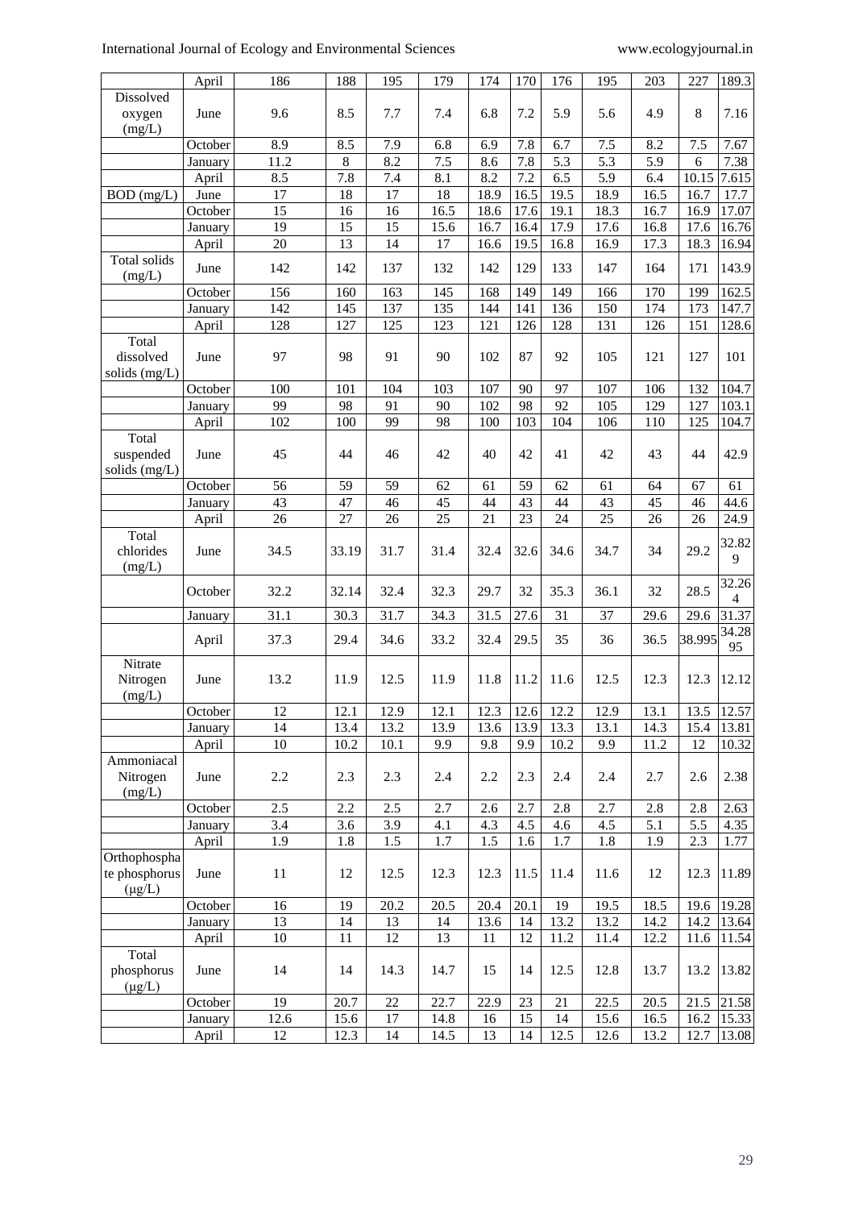| | April | 186 | 188 | 195 | 179 | 174 | 170 | 176 | 195 | 203 | 227 | 189.3 |
|---|---|---|---|---|---|---|---|---|---|---|---|---|
| Dissolved oxygen (mg/L) | June | 9.6 | 8.5 | 7.7 | 7.4 | 6.8 | 7.2 | 5.9 | 5.6 | 4.9 | 8 | 7.16 |
| | October | 8.9 | 8.5 | 7.9 | 6.8 | 6.9 | 7.8 | 6.7 | 7.5 | 8.2 | 7.5 | 7.67 |
| | January | 11.2 | 8 | 8.2 | 7.5 | 8.6 | 7.8 | 5.3 | 5.3 | 5.9 | 6 | 7.38 |
| | April | 8.5 | 7.8 | 7.4 | 8.1 | 8.2 | 7.2 | 6.5 | 5.9 | 6.4 | 10.15 | 7.615 |
| BOD (mg/L) | June | 17 | 18 | 17 | 18 | 18.9 | 16.5 | 19.5 | 18.9 | 16.5 | 16.7 | 17.7 |
| | October | 15 | 16 | 16 | 16.5 | 18.6 | 17.6 | 19.1 | 18.3 | 16.7 | 16.9 | 17.07 |
| | January | 19 | 15 | 15 | 15.6 | 16.7 | 16.4 | 17.9 | 17.6 | 16.8 | 17.6 | 16.76 |
| | April | 20 | 13 | 14 | 17 | 16.6 | 19.5 | 16.8 | 16.9 | 17.3 | 18.3 | 16.94 |
| Total solids (mg/L) | June | 142 | 142 | 137 | 132 | 142 | 129 | 133 | 147 | 164 | 171 | 143.9 |
| | October | 156 | 160 | 163 | 145 | 168 | 149 | 149 | 166 | 170 | 199 | 162.5 |
| | January | 142 | 145 | 137 | 135 | 144 | 141 | 136 | 150 | 174 | 173 | 147.7 |
| | April | 128 | 127 | 125 | 123 | 121 | 126 | 128 | 131 | 126 | 151 | 128.6 |
| Total dissolved solids (mg/L) | June | 97 | 98 | 91 | 90 | 102 | 87 | 92 | 105 | 121 | 127 | 101 |
| | October | 100 | 101 | 104 | 103 | 107 | 90 | 97 | 107 | 106 | 132 | 104.7 |
| | January | 99 | 98 | 91 | 90 | 102 | 98 | 92 | 105 | 129 | 127 | 103.1 |
| | April | 102 | 100 | 99 | 98 | 100 | 103 | 104 | 106 | 110 | 125 | 104.7 |
| Total suspended solids (mg/L) | June | 45 | 44 | 46 | 42 | 40 | 42 | 41 | 42 | 43 | 44 | 42.9 |
| | October | 56 | 59 | 59 | 62 | 61 | 59 | 62 | 61 | 64 | 67 | 61 |
| | January | 43 | 47 | 46 | 45 | 44 | 43 | 44 | 43 | 45 | 46 | 44.6 |
| | April | 26 | 27 | 26 | 25 | 21 | 23 | 24 | 25 | 26 | 26 | 24.9 |
| Total chlorides (mg/L) | June | 34.5 | 33.19 | 31.7 | 31.4 | 32.4 | 32.6 | 34.6 | 34.7 | 34 | 29.2 | 32.829 |
| | October | 32.2 | 32.14 | 32.4 | 32.3 | 29.7 | 32 | 35.3 | 36.1 | 32 | 28.5 | 32.264 |
| | January | 31.1 | 30.3 | 31.7 | 34.3 | 31.5 | 27.6 | 31 | 37 | 29.6 | 29.6 | 31.37 |
| | April | 37.3 | 29.4 | 34.6 | 33.2 | 32.4 | 29.5 | 35 | 36 | 36.5 | 38.995 | 34.2895 |
| Nitrate Nitrogen (mg/L) | June | 13.2 | 11.9 | 12.5 | 11.9 | 11.8 | 11.2 | 11.6 | 12.5 | 12.3 | 12.3 | 12.12 |
| | October | 12 | 12.1 | 12.9 | 12.1 | 12.3 | 12.6 | 12.2 | 12.9 | 13.1 | 13.5 | 12.57 |
| | January | 14 | 13.4 | 13.2 | 13.9 | 13.6 | 13.9 | 13.3 | 13.1 | 14.3 | 15.4 | 13.81 |
| | April | 10 | 10.2 | 10.1 | 9.9 | 9.8 | 9.9 | 10.2 | 9.9 | 11.2 | 12 | 10.32 |
| Ammoniacal Nitrogen (mg/L) | June | 2.2 | 2.3 | 2.3 | 2.4 | 2.2 | 2.3 | 2.4 | 2.4 | 2.7 | 2.6 | 2.38 |
| | October | 2.5 | 2.2 | 2.5 | 2.7 | 2.6 | 2.7 | 2.8 | 2.7 | 2.8 | 2.8 | 2.63 |
| | January | 3.4 | 3.6 | 3.9 | 4.1 | 4.3 | 4.5 | 4.6 | 4.5 | 5.1 | 5.5 | 4.35 |
| | April | 1.9 | 1.8 | 1.5 | 1.7 | 1.5 | 1.6 | 1.7 | 1.8 | 1.9 | 2.3 | 1.77 |
| Orthophosphate phosphorus (µg/L) | June | 11 | 12 | 12.5 | 12.3 | 12.3 | 11.5 | 11.4 | 11.6 | 12 | 12.3 | 11.89 |
| | October | 16 | 19 | 20.2 | 20.5 | 20.4 | 20.1 | 19 | 19.5 | 18.5 | 19.6 | 19.28 |
| | January | 13 | 14 | 13 | 14 | 13.6 | 14 | 13.2 | 13.2 | 14.2 | 14.2 | 13.64 |
| | April | 10 | 11 | 12 | 13 | 11 | 12 | 11.2 | 11.4 | 12.2 | 11.6 | 11.54 |
| Total phosphorus (µg/L) | June | 14 | 14 | 14.3 | 14.7 | 15 | 14 | 12.5 | 12.8 | 13.7 | 13.2 | 13.82 |
| | October | 19 | 20.7 | 22 | 22.7 | 22.9 | 23 | 21 | 22.5 | 20.5 | 21.5 | 21.58 |
| | January | 12.6 | 15.6 | 17 | 14.8 | 16 | 15 | 14 | 15.6 | 16.5 | 16.2 | 15.33 |
| | April | 12 | 12.3 | 14 | 14.5 | 13 | 14 | 12.5 | 12.6 | 13.2 | 12.7 | 13.08 |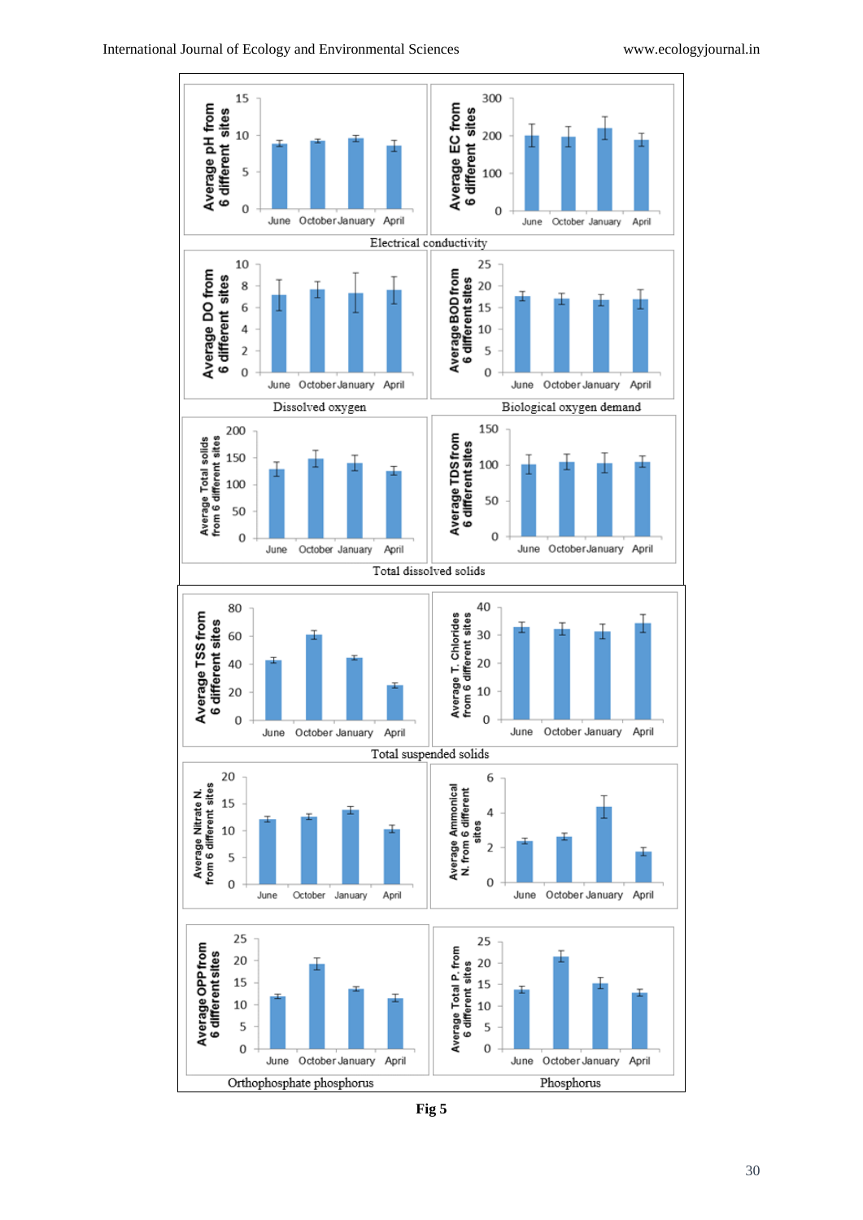Electrical conductivity

Dissolved oxygen

Biological oxygen demand

Total dissolved solids

Total suspended solids

Orthophosphate phosphorus

Phosphorus

**Fig 5**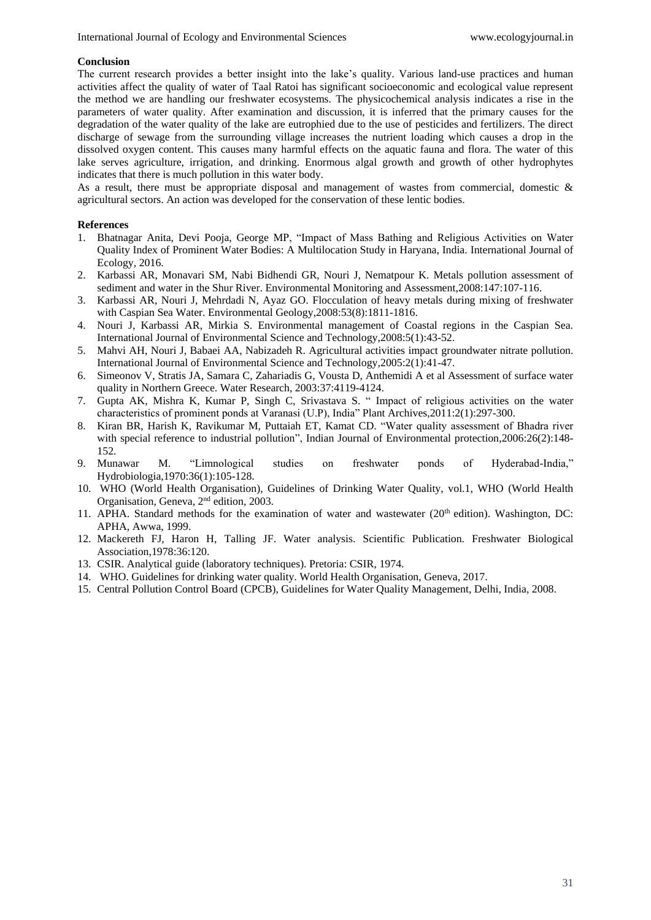## Conclusion

The current research provides a better insight into the lake's quality. Various land-use practices and human activities affect the quality of water of Taal Ratoi has significant socioeconomic and ecological value represent the method we are handling our freshwater ecosystems. The physicochemical analysis indicates a rise in the parameters of water quality. After examination and discussion, it is inferred that the primary causes for the degradation of the water quality of the lake are eutrophied due to the use of pesticides and fertilizers. The direct discharge of sewage from the surrounding village increases the nutrient loading which causes a drop in the dissolved oxygen content. This causes many harmful effects on the aquatic fauna and flora. The water of this lake serves agriculture, irrigation, and drinking. Enormous algal growth and growth of other hydrophytes indicates that there is much pollution in this water body.

As a result, there must be appropriate disposal and management of wastes from commercial, domestic & agricultural sectors. An action was developed for the conservation of these lentic bodies.

## References

1. Bhatnagar Anita, Devi Pooja, George MP, "Impact of Mass Bathing and Religious Activities on Water Quality Index of Prominent Water Bodies: A Multilocation Study in Haryana, India. International Journal of Ecology, 2016.
2. Karbassi AR, Monavari SM, Nabi Bidhendi GR, Nouri J, Nematpour K. Metals pollution assessment of sediment and water in the Shur River. Environmental Monitoring and Assessment,2008:147:107-116.
3. Karbassi AR, Nouri J, Mehrdadi N, Ayaz GO. Flocculation of heavy metals during mixing of freshwater with Caspian Sea Water. Environmental Geology,2008:53(8):1811-1816.
4. Nouri J, Karbassi AR, Mirkia S. Environmental management of Coastal regions in the Caspian Sea. International Journal of Environmental Science and Technology,2008:5(1):43-52.
5. Mahvi AH, Nouri J, Babaei AA, Nabizadeh R. Agricultural activities impact groundwater nitrate pollution. International Journal of Environmental Science and Technology,2005:2(1):41-47.
6. Simeonov V, Stratis JA, Samara C, Zahariadis G, Vousta D, Anthemidi A et al Assessment of surface water quality in Northern Greece. Water Research, 2003:37:4119-4124.
7. Gupta AK, Mishra K, Kumar P, Singh C, Srivastava S. " Impact of religious activities on the water characteristics of prominent ponds at Varanasi (U.P), India" Plant Archives,2011:2(1):297-300.
8. Kiran BR, Harish K, Ravikumar M, Puttaiah ET, Kamat CD. "Water quality assessment of Bhadra river with special reference to industrial pollution", Indian Journal of Environmental protection,2006:26(2):148-152.
9. Munawar M. "Limnological studies on freshwater ponds of Hyderabad-India," Hydrobiologia,1970:36(1):105-128.
10. WHO (World Health Organisation), Guidelines of Drinking Water Quality, vol.1, WHO (World Health Organisation, Geneva, 2nd edition, 2003.
11. APHA. Standard methods for the examination of water and wastewater (20th edition). Washington, DC: APHA, Awwa, 1999.
12. Mackereth FJ, Haron H, Talling JF. Water analysis. Scientific Publication. Freshwater Biological Association,1978:36:120.
13. CSIR. Analytical guide (laboratory techniques). Pretoria: CSIR, 1974.
14. WHO. Guidelines for drinking water quality. World Health Organisation, Geneva, 2017.
15. Central Pollution Control Board (CPCB), Guidelines for Water Quality Management, Delhi, India, 2008.